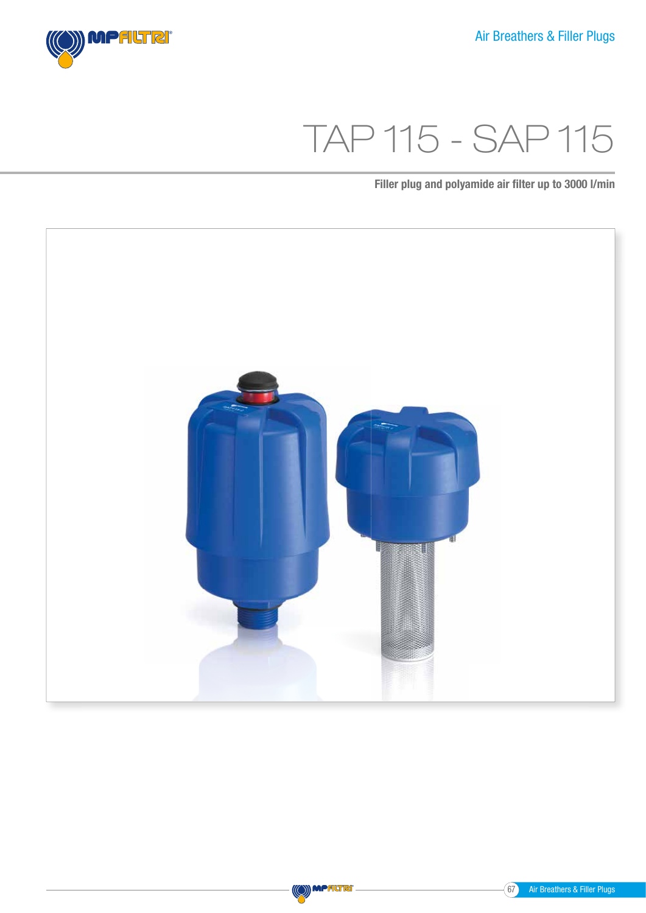# TAP 115 - SAP 115

**Filler plug and polyamide air filter up to 3000 l/min**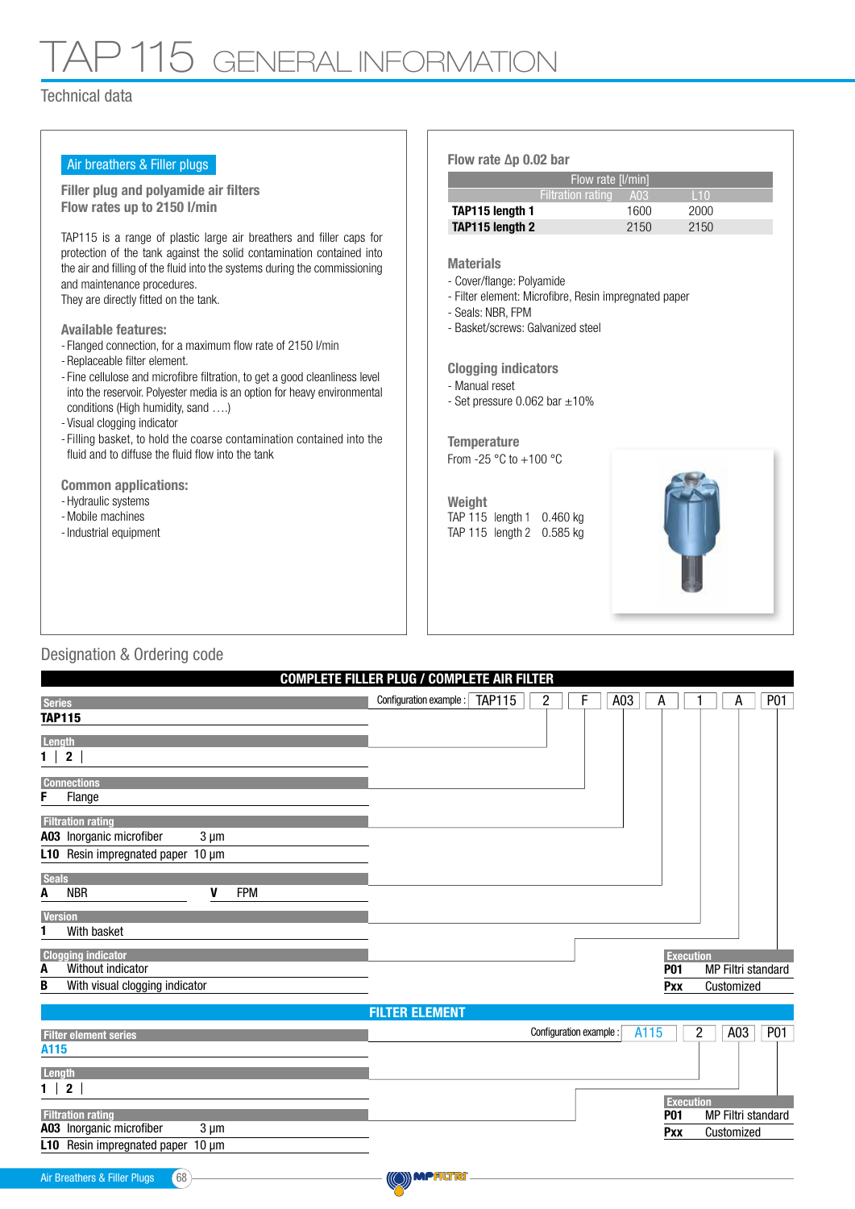# TAP 115 GENERAL INFORMATION

## Technical data

**Air breathers & Filler plugs**

### Filler plug and polyamide air filters
### Flow rates up to 2150 l/min

TAP115 is a range of plastic large air breathers and filler caps for protection of the tank against the solid contamination contained into the air and filling of the fluid into the systems during the commissioning and maintenance procedures.
They are directly fitted on the tank.

### Available features:
- Flanged connection, for a maximum flow rate of 2150 l/min
- Replaceable filter element.
- Fine cellulose and microfibre filtration, to get a good cleanliness level into the reservoir. Polyester media is an option for heavy environmental conditions (High humidity, sand ….)
- Visual clogging indicator
- Filling basket, to hold the coarse contamination contained into the fluid and to diffuse the fluid flow into the tank

### Common applications:
- Hydraulic systems
- Mobile machines
- Industrial equipment

### Flow rate Δp 0.02 bar

| | Flow rate [l/min] | |
|---|---|---|
| Filtration rating | A03 | L10 |
| **TAP115 length 1** | 1600 | 2000 |
| **TAP115 length 2** | 2150 | 2150 |

### Materials
- Cover/flange: Polyamide
- Filter element: Microfibre, Resin impregnated paper
- Seals: NBR, FPM
- Basket/screws: Galvanized steel

### Clogging indicators
- Manual reset
- Set pressure 0.062 bar ±10%

### Temperature
From -25 °C to +100 °C

### Weight
TAP 115 length 1 0.460 kg
TAP 115 length 2 0.585 kg

## Designation & Ordering code

### COMPLETE FILLER PLUG / COMPLETE AIR FILTER

Configuration example : TAP115 | 2 | F | A03 | A | 1 | A | P01

**Series**
**TAP115**

**Length**
**1** | **2**

**Connections**
**F** Flange

**Filtration rating**
**A03** Inorganic microfiber 3 µm
**L10** Resin impregnated paper 10 µm

**Seals**
**A** NBR **V** FPM

**Version**
**1** With basket

**Clogging indicator**
**A** Without indicator
**B** With visual clogging indicator

**Execution**
**P01** MP Filtri standard
**Pxx** Customized

### FILTER ELEMENT

Configuration example : A115 | 2 | A03 | P01

**Filter element series**
**A115**

**Length**
**1** | **2**

**Filtration rating**
**A03** Inorganic microfiber 3 µm
**L10** Resin impregnated paper 10 µm

**Execution**
**P01** MP Filtri standard
**Pxx** Customized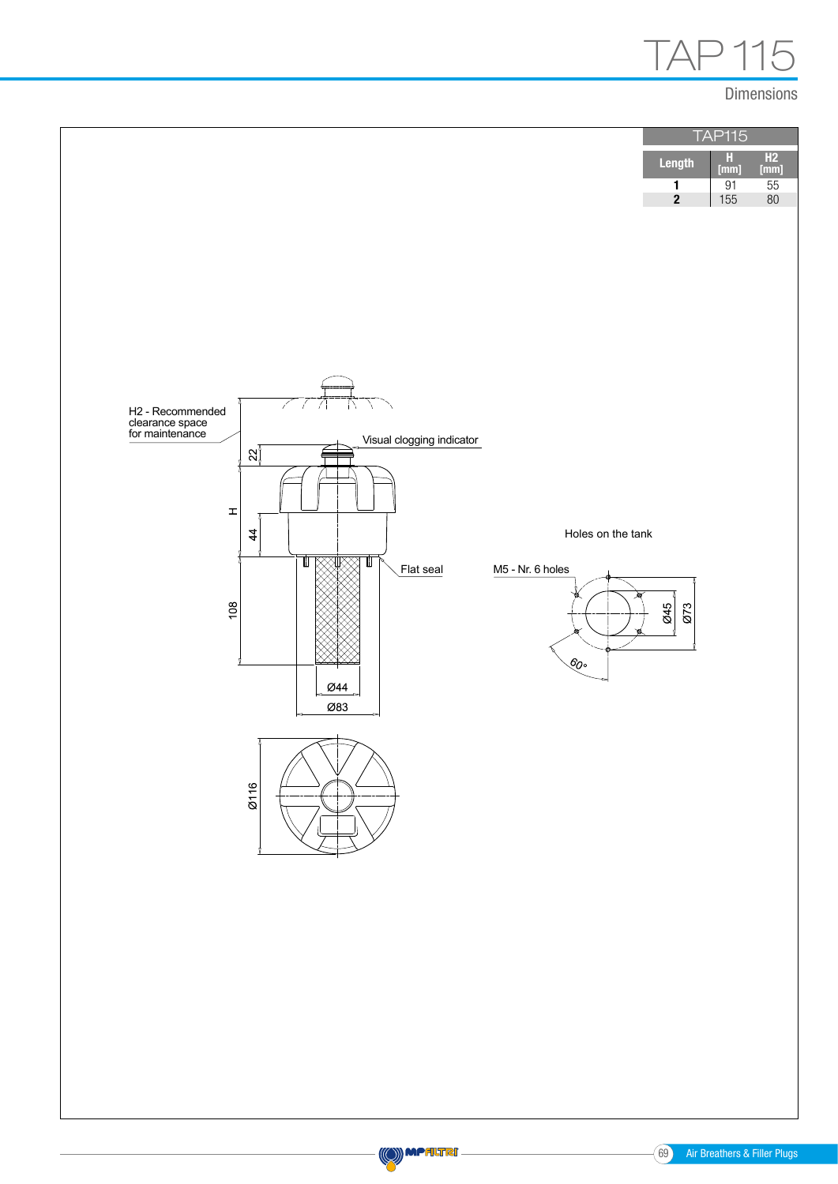# TAP 115

## Dimensions

| TAP115 | | |
|---|---|---|
| Length | H [mm] | H2 [mm] |
| 1 | 91 | 55 |
| 2 | 155 | 80 |

H2 - Recommended clearance space for maintenance

Visual clogging indicator

Flat seal

Holes on the tank

M5 - Nr. 6 holes

22

H

44

108

Ø44

Ø83

Ø45

Ø73

60°

Ø116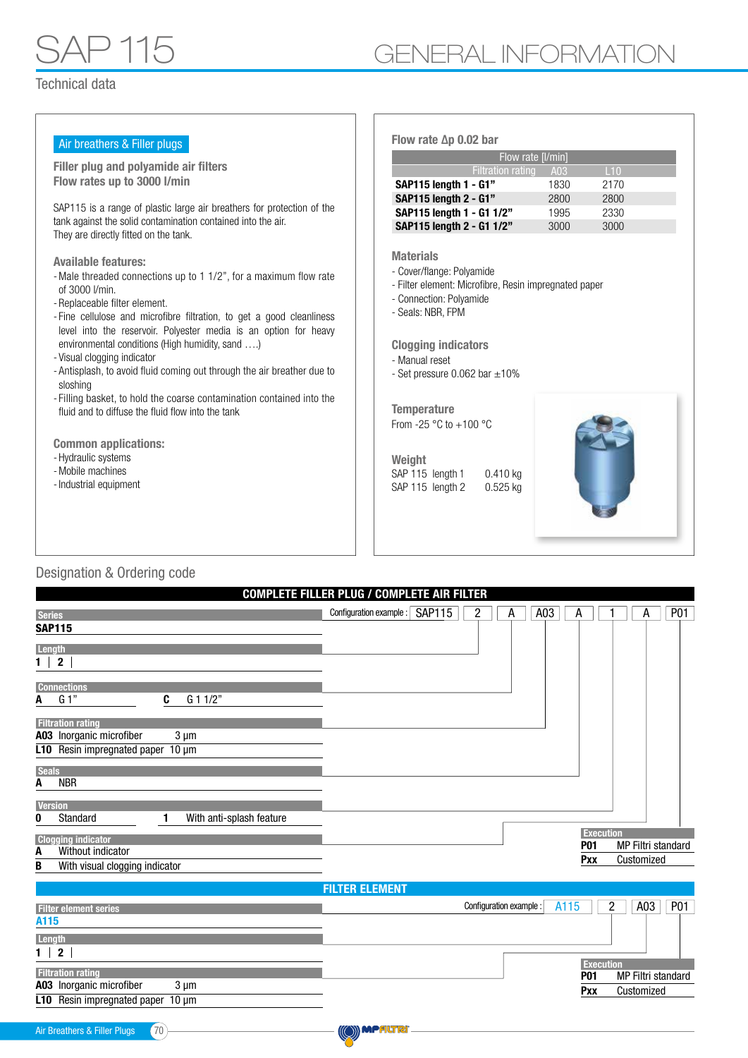# SAP 115

# GENERAL INFORMATION

## Technical data

**Air breathers & Filler plugs**

### Filler plug and polyamide air filters
### Flow rates up to 3000 l/min

SAP115 is a range of plastic large air breathers for protection of the tank against the solid contamination contained into the air.
They are directly fitted on the tank.

### Available features:

- Male threaded connections up to 1 1/2", for a maximum flow rate of 3000 l/min.
- Replaceable filter element.
- Fine cellulose and microfibre filtration, to get a good cleanliness level into the reservoir. Polyester media is an option for heavy environmental conditions (High humidity, sand ….)
- Visual clogging indicator
- Antisplash, to avoid fluid coming out through the air breather due to sloshing
- Filling basket, to hold the coarse contamination contained into the fluid and to diffuse the fluid flow into the tank

### Common applications:

- Hydraulic systems
- Mobile machines
- Industrial equipment

### Flow rate Δp 0.02 bar

| Flow rate [l/min] | | |
|---|---|---|
| Filtration rating | A03 | L10 |
| **SAP115 length 1 - G1"** | 1830 | 2170 |
| **SAP115 length 2 - G1"** | 2800 | 2800 |
| **SAP115 length 1 - G1 1/2"** | 1995 | 2330 |
| **SAP115 length 2 - G1 1/2"** | 3000 | 3000 |

### Materials

- Cover/flange: Polyamide
- Filter element: Microfibre, Resin impregnated paper
- Connection: Polyamide
- Seals: NBR, FPM

### Clogging indicators

- Manual reset
- Set pressure 0.062 bar ±10%

### Temperature

From -25 °C to +100 °C

### Weight

SAP 115 length 1 0.410 kg
SAP 115 length 2 0.525 kg

## Designation & Ordering code

### COMPLETE FILLER PLUG / COMPLETE AIR FILTER

Configuration example: SAP115 | 2 | A | A03 | A | 1 | A | P01

**Series**
**SAP115**

**Length**
1 | 2

**Connections**

| | | | |
|---|---|---|---|
| A | G 1" | C | G 1 1/2" |

**Filtration rating**

| | | |
|---|---|---|
| A03 | Inorganic microfiber | 3 µm |
| L10 | Resin impregnated paper | 10 µm |

**Seals**

| | |
|---|---|
| A | NBR |

**Version**

| | | | |
|---|---|---|---|
| 0 | Standard | 1 | With anti-splash feature |

**Clogging indicator**

| | |
|---|---|
| A | Without indicator |
| B | With visual clogging indicator |

**Execution**

| | |
|---|---|
| P01 | MP Filtri standard |
| Pxx | Customized |

### FILTER ELEMENT

Configuration example: A115 | 2 | A03 | P01

**Filter element series**
**A115**

**Length**
1 | 2

**Filtration rating**

| | | |
|---|---|---|
| A03 | Inorganic microfiber | 3 µm |
| L10 | Resin impregnated paper | 10 µm |

**Execution**

| | |
|---|---|
| P01 | MP Filtri standard |
| Pxx | Customized |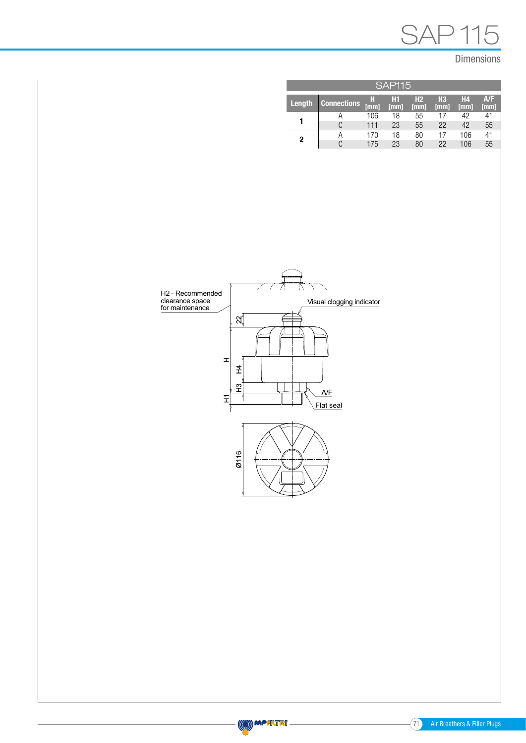# SAP 115

## Dimensions

| SAP115 | | | | | | | |
|---|---|---|---|---|---|---|---|
| Length | Connections | H [mm] | H1 [mm] | H2 [mm] | H3 [mm] | H4 [mm] | A/F [mm] |
| 1 | A | 106 | 18 | 55 | 17 | 42 | 41 |
| | C | 111 | 23 | 55 | 22 | 42 | 55 |
| 2 | A | 170 | 18 | 80 | 17 | 106 | 41 |
| | C | 175 | 23 | 80 | 22 | 106 | 55 |

H2 - Recommended clearance space for maintenance

Visual clogging indicator

22

H

H4

H3

H1

A/F

Flat seal

Ø116